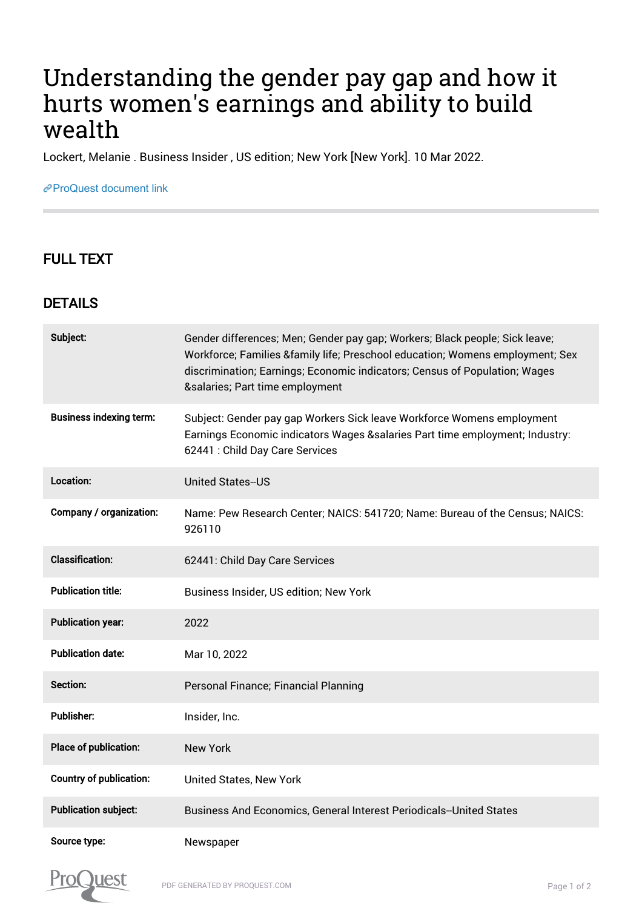# Understanding the gender pay gap and how it hurts women's earnings and ability to build wealth

Lockert, Melanie . Business Insider , US edition; New York [New York]. 10 Mar 2022.

ProQuest document link

## FULL TEXT

## DETAILS

| | |
|---|---|
| **Subject:** | Gender differences; Men; Gender pay gap; Workers; Black people; Sick leave; Workforce; Families &family life; Preschool education; Womens employment; Sex discrimination; Earnings; Economic indicators; Census of Population; Wages &salaries; Part time employment |
| **Business indexing term:** | Subject: Gender pay gap Workers Sick leave Workforce Womens employment Earnings Economic indicators Wages &salaries Part time employment; Industry: 62441 : Child Day Care Services |
| **Location:** | United States--US |
| **Company / organization:** | Name: Pew Research Center; NAICS: 541720; Name: Bureau of the Census; NAICS: 926110 |
| **Classification:** | 62441: Child Day Care Services |
| **Publication title:** | Business Insider, US edition; New York |
| **Publication year:** | 2022 |
| **Publication date:** | Mar 10, 2022 |
| **Section:** | Personal Finance; Financial Planning |
| **Publisher:** | Insider, Inc. |
| **Place of publication:** | New York |
| **Country of publication:** | United States, New York |
| **Publication subject:** | Business And Economics, General Interest Periodicals--United States |
| **Source type:** | Newspaper |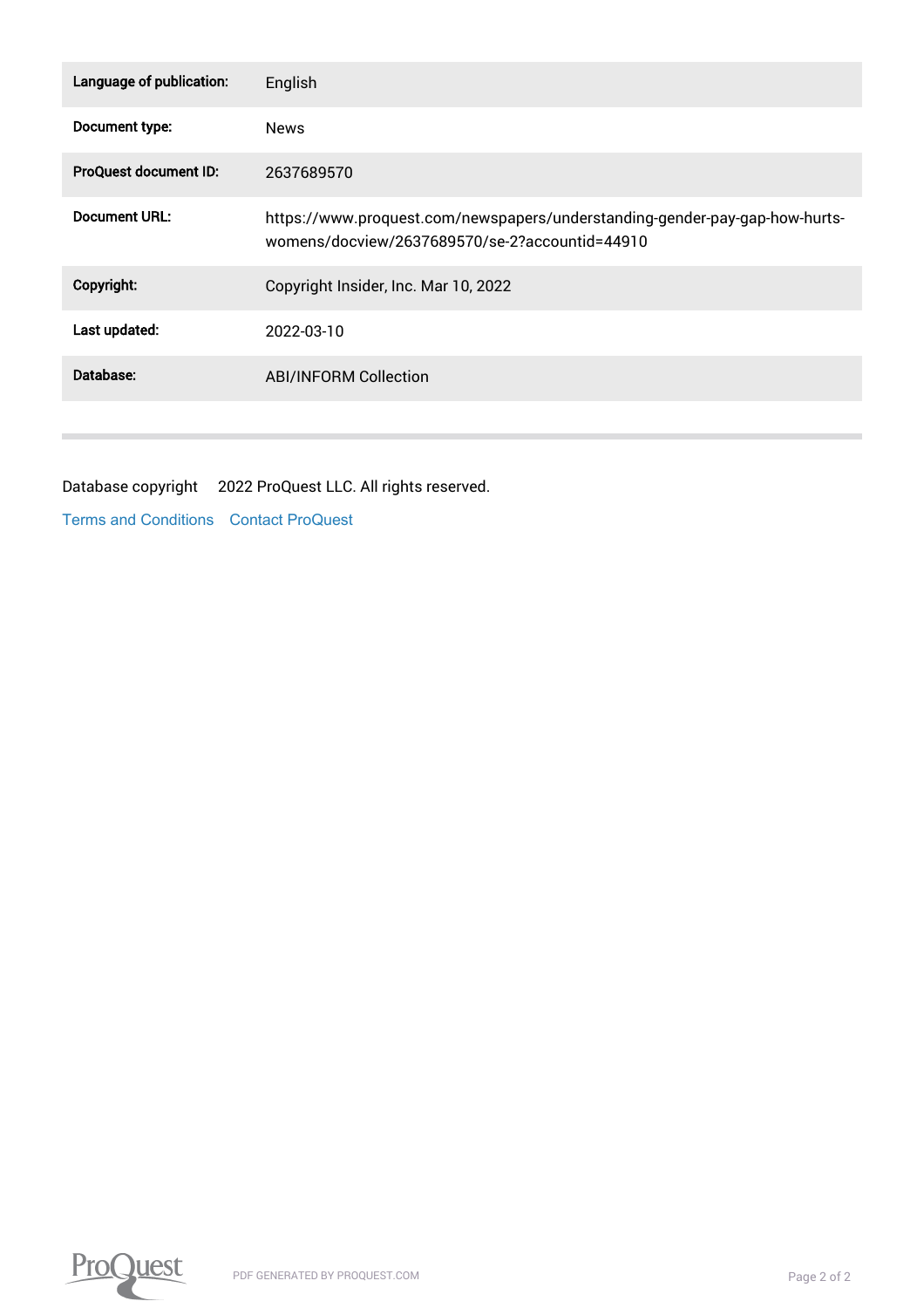| | |
|---|---|
| **Language of publication:** | English |
| **Document type:** | News |
| **ProQuest document ID:** | 2637689570 |
| **Document URL:** | https://www.proquest.com/newspapers/understanding-gender-pay-gap-how-hurts-womens/docview/2637689570/se-2?accountid=44910 |
| **Copyright:** | Copyright Insider, Inc. Mar 10, 2022 |
| **Last updated:** | 2022-03-10 |
| **Database:** | ABI/INFORM Collection |

Database copyright  2022 ProQuest LLC. All rights reserved.

Terms and Conditions  Contact ProQuest